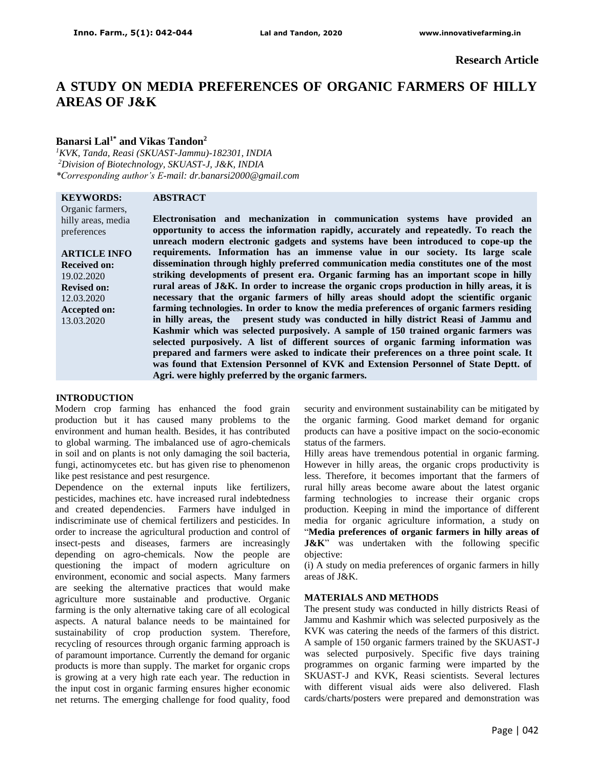**Research Article**

# A STUDY ON MEDIA PREFERENCES OF ORGANIC FARMERS OF HILLY AREAS OF J&K

**Banarsi Lal[1*] and Vikas Tandon[2]**

*[1]KVK, Tanda, Reasi (SKUAST-Jammu)-182301, INDIA*
*[2]Division of Biotechnology, SKUAST-J, J&K, INDIA*
*\*Corresponding author's E-mail: dr.banarsi2000@gmail.com*

**KEYWORDS:** Organic farmers, hilly areas, media preferences

**ARTICLE INFO**
**Received on:** 19.02.2020
**Revised on:** 12.03.2020
**Accepted on:** 13.03.2020

## ABSTRACT

**Electronisation and mechanization in communication systems have provided an opportunity to access the information rapidly, accurately and repeatedly. To reach the unreach modern electronic gadgets and systems have been introduced to cope-up the requirements. Information has an immense value in our society. Its large scale dissemination through highly preferred communication media constitutes one of the most striking developments of present era. Organic farming has an important scope in hilly rural areas of J&K. In order to increase the organic crops production in hilly areas, it is necessary that the organic farmers of hilly areas should adopt the scientific organic farming technologies. In order to know the media preferences of organic farmers residing in hilly areas, the present study was conducted in hilly district Reasi of Jammu and Kashmir which was selected purposively. A sample of 150 trained organic farmers was selected purposively. A list of different sources of organic farming information was prepared and farmers were asked to indicate their preferences on a three point scale. It was found that Extension Personnel of KVK and Extension Personnel of State Deptt. of Agri. were highly preferred by the organic farmers.**

## INTRODUCTION

Modern crop farming has enhanced the food grain production but it has caused many problems to the environment and human health. Besides, it has contributed to global warming. The imbalanced use of agro-chemicals in soil and on plants is not only damaging the soil bacteria, fungi, actinomycetes etc. but has given rise to phenomenon like pest resistance and pest resurgence.

Dependence on the external inputs like fertilizers, pesticides, machines etc. have increased rural indebtedness and created dependencies. Farmers have indulged in indiscriminate use of chemical fertilizers and pesticides. In order to increase the agricultural production and control of insect-pests and diseases, farmers are increasingly depending on agro-chemicals. Now the people are questioning the impact of modern agriculture on environment, economic and social aspects. Many farmers are seeking the alternative practices that would make agriculture more sustainable and productive. Organic farming is the only alternative taking care of all ecological aspects. A natural balance needs to be maintained for sustainability of crop production system. Therefore, recycling of resources through organic farming approach is of paramount importance. Currently the demand for organic products is more than supply. The market for organic crops is growing at a very high rate each year. The reduction in the input cost in organic farming ensures higher economic net returns. The emerging challenge for food quality, food security and environment sustainability can be mitigated by the organic farming. Good market demand for organic products can have a positive impact on the socio-economic status of the farmers.

Hilly areas have tremendous potential in organic farming. However in hilly areas, the organic crops productivity is less. Therefore, it becomes important that the farmers of rural hilly areas become aware about the latest organic farming technologies to increase their organic crops production. Keeping in mind the importance of different media for organic agriculture information, a study on "**Media preferences of organic farmers in hilly areas of J&K**" was undertaken with the following specific objective:

(i) A study on media preferences of organic farmers in hilly areas of J&K.

## MATERIALS AND METHODS

The present study was conducted in hilly districts Reasi of Jammu and Kashmir which was selected purposively as the KVK was catering the needs of the farmers of this district. A sample of 150 organic farmers trained by the SKUAST-J was selected purposively. Specific five days training programmes on organic farming were imparted by the SKUAST-J and KVK, Reasi scientists. Several lectures with different visual aids were also delivered. Flash cards/charts/posters were prepared and demonstration was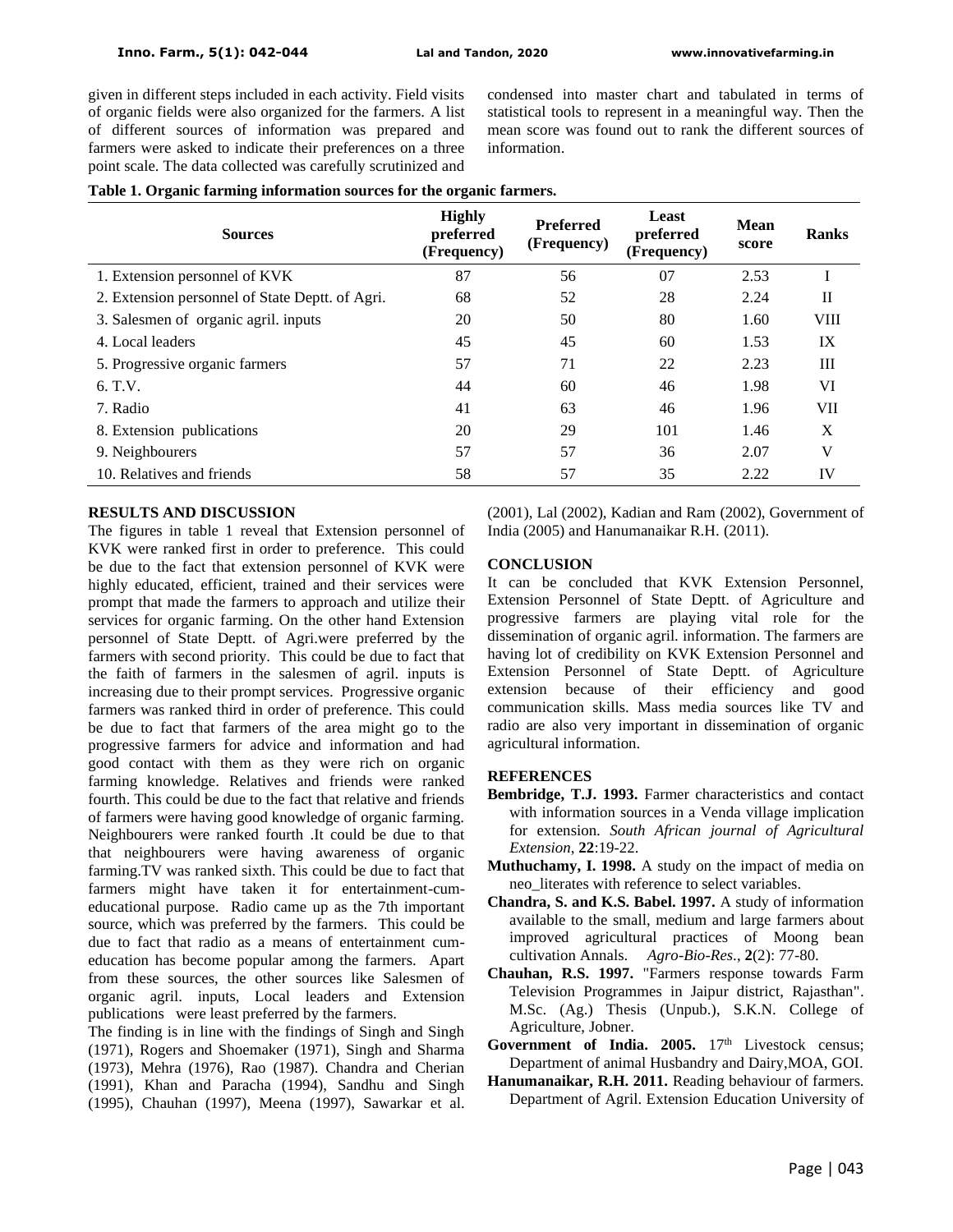given in different steps included in each activity. Field visits of organic fields were also organized for the farmers. A list of different sources of information was prepared and farmers were asked to indicate their preferences on a three point scale. The data collected was carefully scrutinized and condensed into master chart and tabulated in terms of statistical tools to represent in a meaningful way. Then the mean score was found out to rank the different sources of information.

**Table 1. Organic farming information sources for the organic farmers.**

| Sources | Highly preferred (Frequency) | Preferred (Frequency) | Least preferred (Frequency) | Mean score | Ranks |
|---|---|---|---|---|---|
| 1. Extension personnel of KVK | 87 | 56 | 07 | 2.53 | I |
| 2. Extension personnel of State Deptt. of Agri. | 68 | 52 | 28 | 2.24 | II |
| 3. Salesmen of organic agril. inputs | 20 | 50 | 80 | 1.60 | VIII |
| 4. Local leaders | 45 | 45 | 60 | 1.53 | IX |
| 5. Progressive organic farmers | 57 | 71 | 22 | 2.23 | III |
| 6. T.V. | 44 | 60 | 46 | 1.98 | VI |
| 7. Radio | 41 | 63 | 46 | 1.96 | VII |
| 8. Extension publications | 20 | 29 | 101 | 1.46 | X |
| 9. Neighbourers | 57 | 57 | 36 | 2.07 | V |
| 10. Relatives and friends | 58 | 57 | 35 | 2.22 | IV |

## RESULTS AND DISCUSSION

The figures in table 1 reveal that Extension personnel of KVK were ranked first in order to preference. This could be due to the fact that extension personnel of KVK were highly educated, efficient, trained and their services were prompt that made the farmers to approach and utilize their services for organic farming. On the other hand Extension personnel of State Deptt. of Agri.were preferred by the farmers with second priority. This could be due to fact that the faith of farmers in the salesmen of agril. inputs is increasing due to their prompt services. Progressive organic farmers was ranked third in order of preference. This could be due to fact that farmers of the area might go to the progressive farmers for advice and information and had good contact with them as they were rich on organic farming knowledge. Relatives and friends were ranked fourth. This could be due to the fact that relative and friends of farmers were having good knowledge of organic farming. Neighbourers were ranked fourth .It could be due to that that neighbourers were having awareness of organic farming.TV was ranked sixth. This could be due to fact that farmers might have taken it for entertainment-cum-educational purpose. Radio came up as the 7th important source, which was preferred by the farmers. This could be due to fact that radio as a means of entertainment cum-education has become popular among the farmers. Apart from these sources, the other sources like Salesmen of organic agril. inputs, Local leaders and Extension publications were least preferred by the farmers.

The finding is in line with the findings of Singh and Singh (1971), Rogers and Shoemaker (1971), Singh and Sharma (1973), Mehra (1976), Rao (1987). Chandra and Cherian (1991), Khan and Paracha (1994), Sandhu and Singh (1995), Chauhan (1997), Meena (1997), Sawarkar et al. (2001), Lal (2002), Kadian and Ram (2002), Government of India (2005) and Hanumanaikar R.H. (2011).

## CONCLUSION

It can be concluded that KVK Extension Personnel, Extension Personnel of State Deptt. of Agriculture and progressive farmers are playing vital role for the dissemination of organic agril. information. The farmers are having lot of credibility on KVK Extension Personnel and Extension Personnel of State Deptt. of Agriculture extension because of their efficiency and good communication skills. Mass media sources like TV and radio are also very important in dissemination of organic agricultural information.

## REFERENCES

**Bembridge, T.J. 1993.** Farmer characteristics and contact with information sources in a Venda village implication for extension. *South African journal of Agricultural Extension*, **22**:19-22.

**Muthuchamy, I. 1998.** A study on the impact of media on neo_literates with reference to select variables.

**Chandra, S. and K.S. Babel. 1997.** A study of information available to the small, medium and large farmers about improved agricultural practices of Moong bean cultivation Annals. *Agro-Bio-Res*., **2**(2): 77-80.

**Chauhan, R.S. 1997.** "Farmers response towards Farm Television Programmes in Jaipur district, Rajasthan". M.Sc. (Ag.) Thesis (Unpub.), S.K.N. College of Agriculture, Jobner.

**Government of India. 2005.** 17th Livestock census; Department of animal Husbandry and Dairy,MOA, GOI.

**Hanumanaikar, R.H. 2011.** Reading behaviour of farmers. Department of Agril. Extension Education University of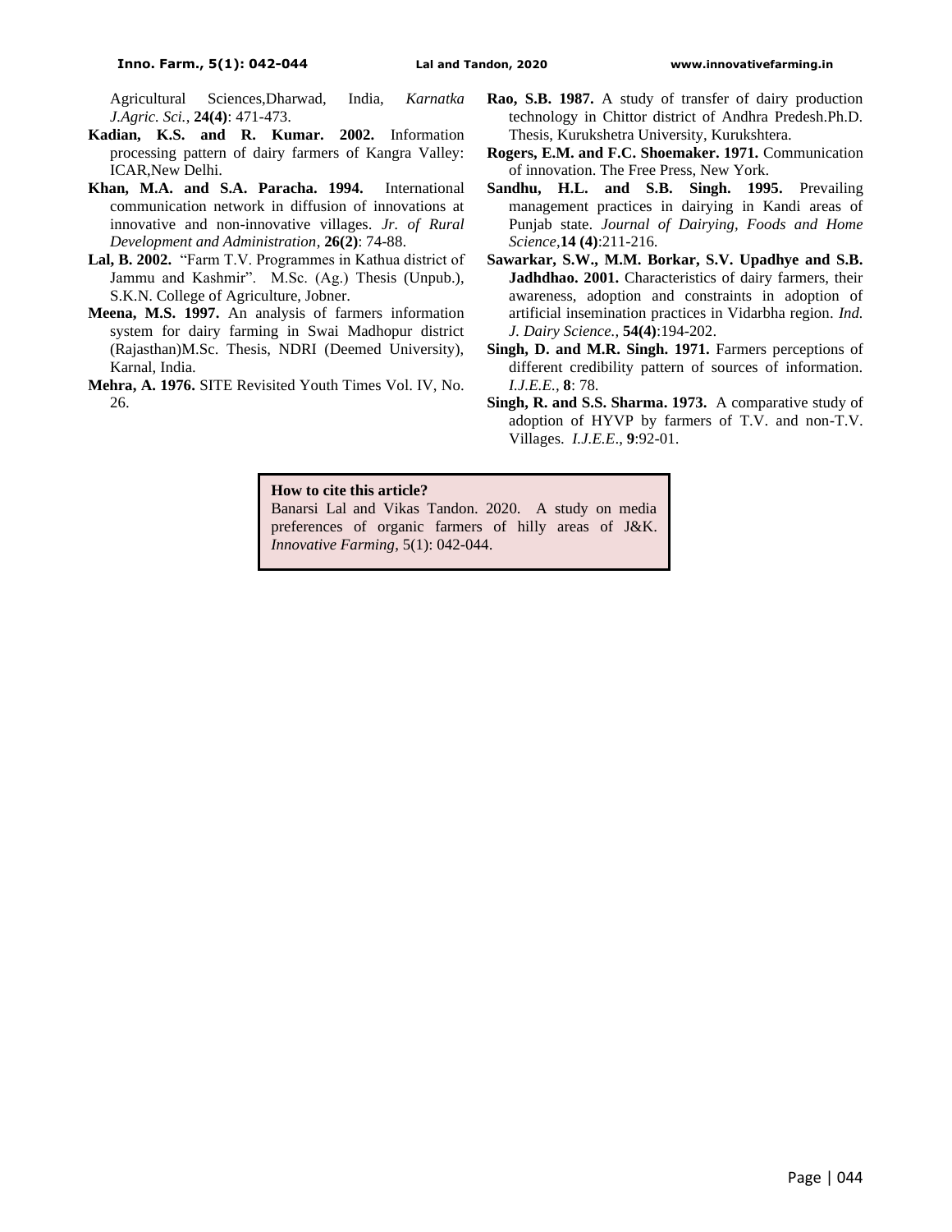Agricultural Sciences,Dharwad, India, *Karnatka J.Agric. Sci.*, **24(4)**: 471-473.

**Kadian, K.S. and R. Kumar. 2002.** Information processing pattern of dairy farmers of Kangra Valley: ICAR,New Delhi.

**Khan, M.A. and S.A. Paracha. 1994.** International communication network in diffusion of innovations at innovative and non-innovative villages. *Jr. of Rural Development and Administration*, **26(2)**: 74-88.

**Lal, B. 2002.** "Farm T.V. Programmes in Kathua district of Jammu and Kashmir". M.Sc. (Ag.) Thesis (Unpub.), S.K.N. College of Agriculture, Jobner.

**Meena, M.S. 1997.** An analysis of farmers information system for dairy farming in Swai Madhopur district (Rajasthan)M.Sc. Thesis, NDRI (Deemed University), Karnal, India.

**Mehra, A. 1976.** SITE Revisited Youth Times Vol. IV, No. 26.

**Rao, S.B. 1987.** A study of transfer of dairy production technology in Chittor district of Andhra Predesh.Ph.D. Thesis, Kurukshetra University, Kurukshtera.

**Rogers, E.M. and F.C. Shoemaker. 1971.** Communication of innovation. The Free Press, New York.

**Sandhu, H.L. and S.B. Singh. 1995.** Prevailing management practices in dairying in Kandi areas of Punjab state. *Journal of Dairying, Foods and Home Science*,**14 (4)**:211-216.

**Sawarkar, S.W., M.M. Borkar, S.V. Upadhye and S.B. Jadhdhao. 2001.** Characteristics of dairy farmers, their awareness, adoption and constraints in adoption of artificial insemination practices in Vidarbha region. *Ind. J. Dairy Science.,* **54(4)**:194-202.

**Singh, D. and M.R. Singh. 1971.** Farmers perceptions of different credibility pattern of sources of information. *I.J.E.E.*, **8**: 78.

**Singh, R. and S.S. Sharma. 1973.** A comparative study of adoption of HYVP by farmers of T.V. and non-T.V. Villages. *I.J.E.E*., **9**:92-01.

**How to cite this article?**

Banarsi Lal and Vikas Tandon. 2020. A study on media preferences of organic farmers of hilly areas of J&K. *Innovative Farming*, 5(1): 042-044.